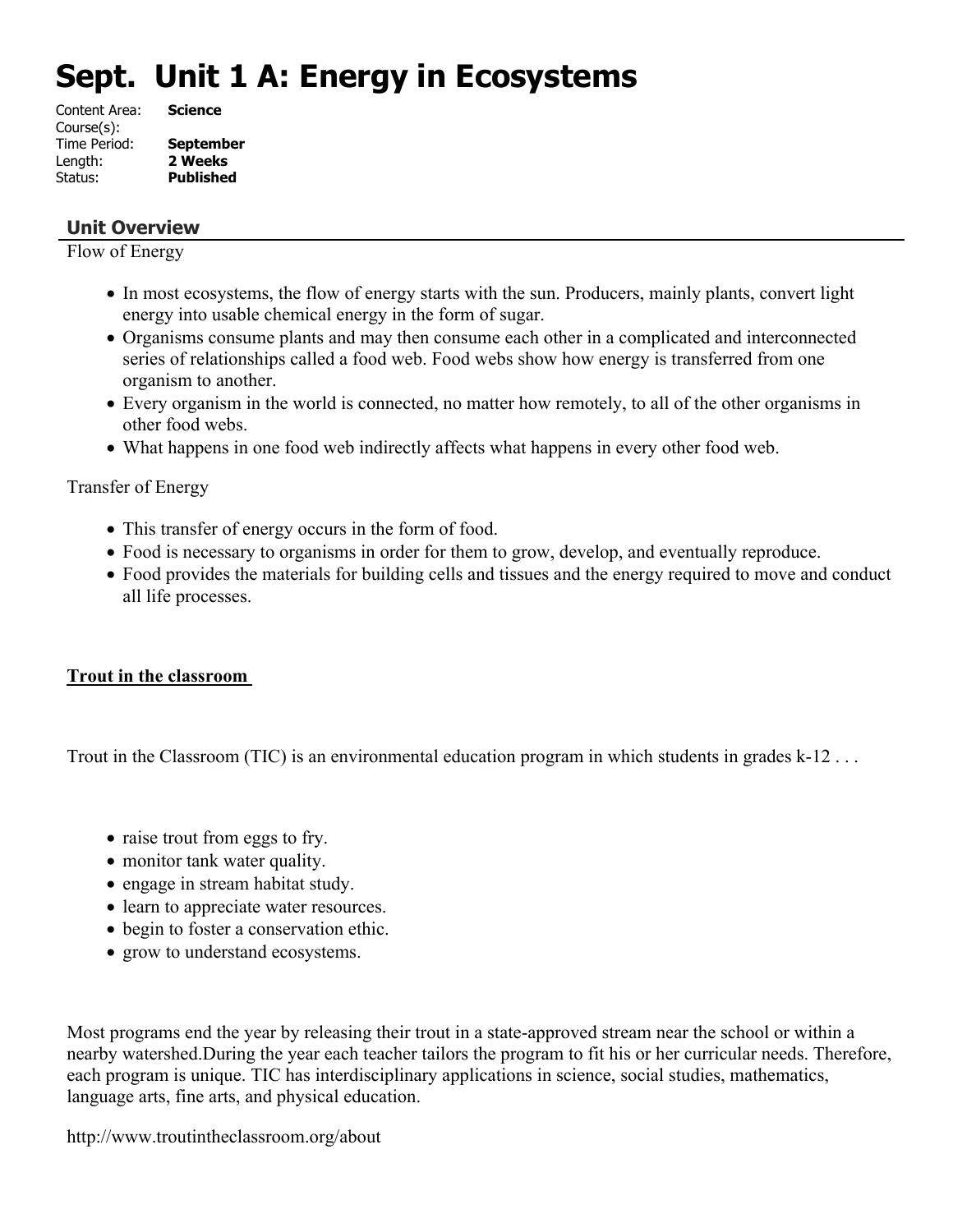# Sept. Unit 1 A: Energy in Ecosystems

Content Area: **Science**
Course(s):
Time Period: **September**
Length: **2 Weeks**
Status: **Published**

## Unit Overview

Flow of Energy

- In most ecosystems, the flow of energy starts with the sun. Producers, mainly plants, convert light energy into usable chemical energy in the form of sugar.
- Organisms consume plants and may then consume each other in a complicated and interconnected series of relationships called a food web. Food webs show how energy is transferred from one organism to another.
- Every organism in the world is connected, no matter how remotely, to all of the other organisms in other food webs.
- What happens in one food web indirectly affects what happens in every other food web.

Transfer of Energy

- This transfer of energy occurs in the form of food.
- Food is necessary to organisms in order for them to grow, develop, and eventually reproduce.
- Food provides the materials for building cells and tissues and the energy required to move and conduct all life processes.

**Trout in the classroom**

Trout in the Classroom (TIC) is an environmental education program in which students in grades k-12 . . .

- raise trout from eggs to fry.
- monitor tank water quality.
- engage in stream habitat study.
- learn to appreciate water resources.
- begin to foster a conservation ethic.
- grow to understand ecosystems.

Most programs end the year by releasing their trout in a state-approved stream near the school or within a nearby watershed.During the year each teacher tailors the program to fit his or her curricular needs. Therefore, each program is unique. TIC has interdisciplinary applications in science, social studies, mathematics, language arts, fine arts, and physical education.

http://www.troutintheclassroom.org/about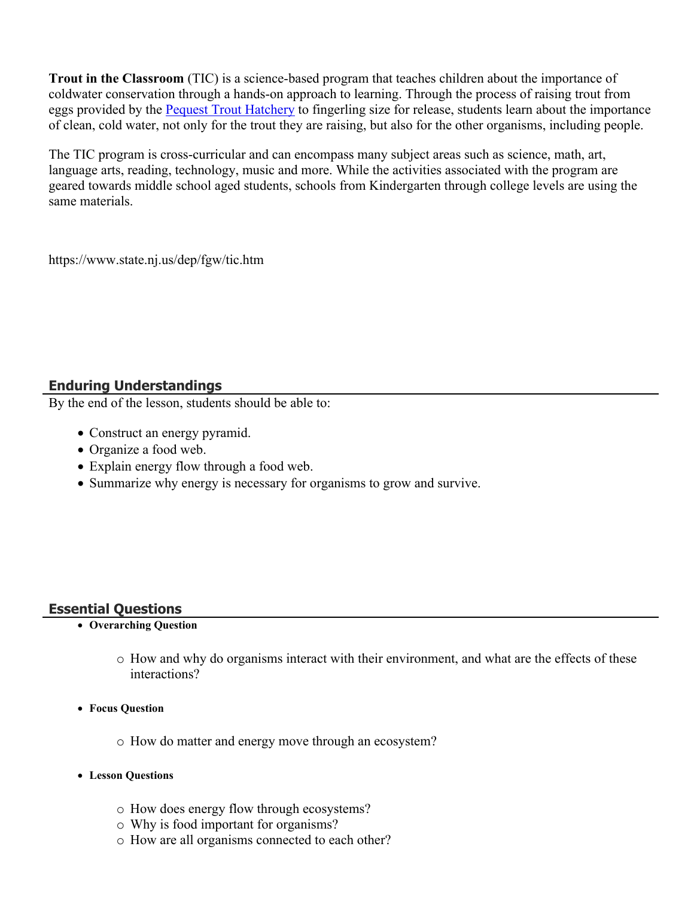**Trout in the Classroom** (TIC) is a science-based program that teaches children about the importance of coldwater conservation through a hands-on approach to learning. Through the process of raising trout from eggs provided by the [Pequest Trout Hatchery]() to fingerling size for release, students learn about the importance of clean, cold water, not only for the trout they are raising, but also for the other organisms, including people.

The TIC program is cross-curricular and can encompass many subject areas such as science, math, art, language arts, reading, technology, music and more. While the activities associated with the program are geared towards middle school aged students, schools from Kindergarten through college levels are using the same materials.

https://www.state.nj.us/dep/fgw/tic.htm

## Enduring Understandings

By the end of the lesson, students should be able to:

- Construct an energy pyramid.
- Organize a food web.
- Explain energy flow through a food web.
- Summarize why energy is necessary for organisms to grow and survive.

## Essential Questions

- **Overarching Question**
  - How and why do organisms interact with their environment, and what are the effects of these interactions?
- **Focus Question**
  - How do matter and energy move through an ecosystem?
- **Lesson Questions**
  - How does energy flow through ecosystems?
  - Why is food important for organisms?
  - How are all organisms connected to each other?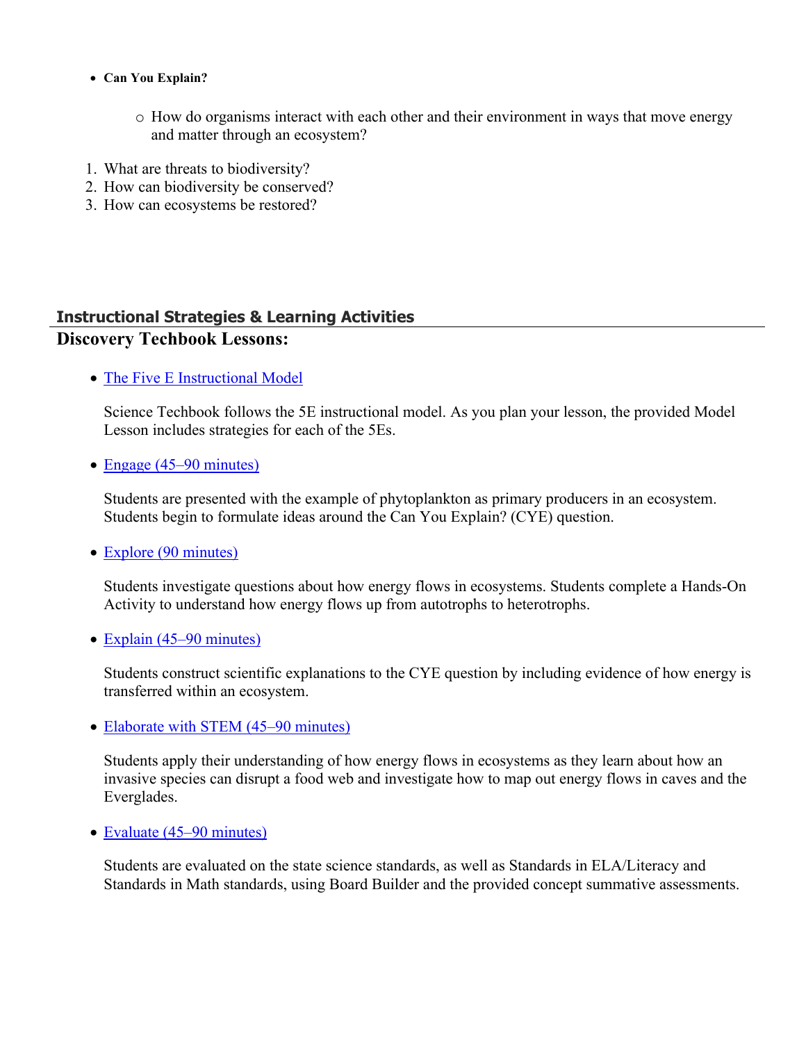- **Can You Explain?**
    - How do organisms interact with each other and their environment in ways that move energy and matter through an ecosystem?

1. What are threats to biodiversity?
2. How can biodiversity be conserved?
3. How can ecosystems be restored?

## Instructional Strategies & Learning Activities

### Discovery Techbook Lessons:

- The Five E Instructional Model

  Science Techbook follows the 5E instructional model. As you plan your lesson, the provided Model Lesson includes strategies for each of the 5Es.

- Engage (45–90 minutes)

  Students are presented with the example of phytoplankton as primary producers in an ecosystem. Students begin to formulate ideas around the Can You Explain? (CYE) question.

- Explore (90 minutes)

  Students investigate questions about how energy flows in ecosystems. Students complete a Hands-On Activity to understand how energy flows up from autotrophs to heterotrophs.

- Explain (45–90 minutes)

  Students construct scientific explanations to the CYE question by including evidence of how energy is transferred within an ecosystem.

- Elaborate with STEM (45–90 minutes)

  Students apply their understanding of how energy flows in ecosystems as they learn about how an invasive species can disrupt a food web and investigate how to map out energy flows in caves and the Everglades.

- Evaluate (45–90 minutes)

  Students are evaluated on the state science standards, as well as Standards in ELA/Literacy and Standards in Math standards, using Board Builder and the provided concept summative assessments.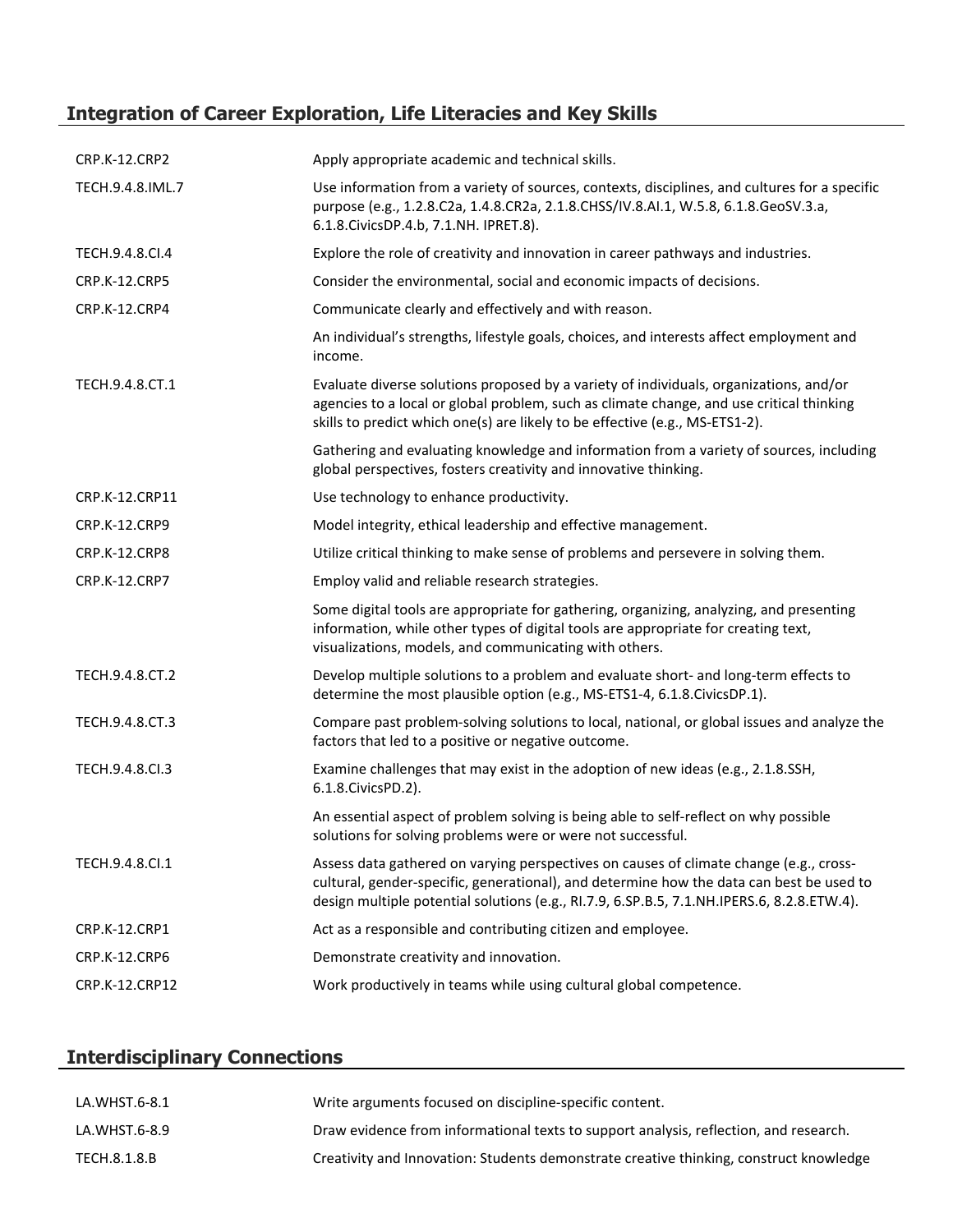## Integration of Career Exploration, Life Literacies and Key Skills

| | |
|---|---|
| CRP.K-12.CRP2 | Apply appropriate academic and technical skills. |
| TECH.9.4.8.IML.7 | Use information from a variety of sources, contexts, disciplines, and cultures for a specific purpose (e.g., 1.2.8.C2a, 1.4.8.CR2a, 2.1.8.CHSS/IV.8.AI.1, W.5.8, 6.1.8.GeoSV.3.a, 6.1.8.CivicsDP.4.b, 7.1.NH. IPRET.8). |
| TECH.9.4.8.CI.4 | Explore the role of creativity and innovation in career pathways and industries. |
| CRP.K-12.CRP5 | Consider the environmental, social and economic impacts of decisions. |
| CRP.K-12.CRP4 | Communicate clearly and effectively and with reason. |
| | An individual's strengths, lifestyle goals, choices, and interests affect employment and income. |
| TECH.9.4.8.CT.1 | Evaluate diverse solutions proposed by a variety of individuals, organizations, and/or agencies to a local or global problem, such as climate change, and use critical thinking skills to predict which one(s) are likely to be effective (e.g., MS-ETS1-2). |
| | Gathering and evaluating knowledge and information from a variety of sources, including global perspectives, fosters creativity and innovative thinking. |
| CRP.K-12.CRP11 | Use technology to enhance productivity. |
| CRP.K-12.CRP9 | Model integrity, ethical leadership and effective management. |
| CRP.K-12.CRP8 | Utilize critical thinking to make sense of problems and persevere in solving them. |
| CRP.K-12.CRP7 | Employ valid and reliable research strategies. |
| | Some digital tools are appropriate for gathering, organizing, analyzing, and presenting information, while other types of digital tools are appropriate for creating text, visualizations, models, and communicating with others. |
| TECH.9.4.8.CT.2 | Develop multiple solutions to a problem and evaluate short- and long-term effects to determine the most plausible option (e.g., MS-ETS1-4, 6.1.8.CivicsDP.1). |
| TECH.9.4.8.CT.3 | Compare past problem-solving solutions to local, national, or global issues and analyze the factors that led to a positive or negative outcome. |
| TECH.9.4.8.CI.3 | Examine challenges that may exist in the adoption of new ideas (e.g., 2.1.8.SSH, 6.1.8.CivicsPD.2). |
| | An essential aspect of problem solving is being able to self-reflect on why possible solutions for solving problems were or were not successful. |
| TECH.9.4.8.CI.1 | Assess data gathered on varying perspectives on causes of climate change (e.g., cross-cultural, gender-specific, generational), and determine how the data can best be used to design multiple potential solutions (e.g., RI.7.9, 6.SP.B.5, 7.1.NH.IPERS.6, 8.2.8.ETW.4). |
| CRP.K-12.CRP1 | Act as a responsible and contributing citizen and employee. |
| CRP.K-12.CRP6 | Demonstrate creativity and innovation. |
| CRP.K-12.CRP12 | Work productively in teams while using cultural global competence. |

## Interdisciplinary Connections

| | |
|---|---|
| LA.WHST.6-8.1 | Write arguments focused on discipline-specific content. |
| LA.WHST.6-8.9 | Draw evidence from informational texts to support analysis, reflection, and research. |
| TECH.8.1.8.B | Creativity and Innovation: Students demonstrate creative thinking, construct knowledge |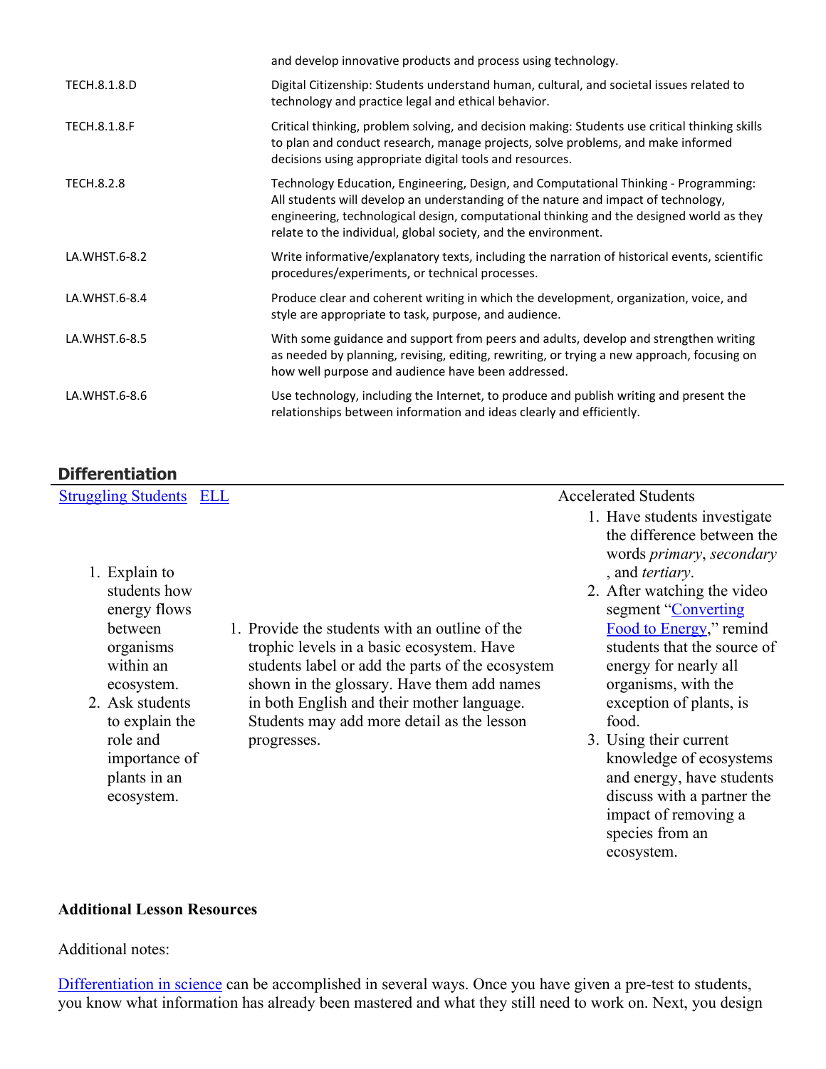| | |
|---|---|
| | and develop innovative products and process using technology. |
| TECH.8.1.8.D | Digital Citizenship: Students understand human, cultural, and societal issues related to technology and practice legal and ethical behavior. |
| TECH.8.1.8.F | Critical thinking, problem solving, and decision making: Students use critical thinking skills to plan and conduct research, manage projects, solve problems, and make informed decisions using appropriate digital tools and resources. |
| TECH.8.2.8 | Technology Education, Engineering, Design, and Computational Thinking - Programming: All students will develop an understanding of the nature and impact of technology, engineering, technological design, computational thinking and the designed world as they relate to the individual, global society, and the environment. |
| LA.WHST.6-8.2 | Write informative/explanatory texts, including the narration of historical events, scientific procedures/experiments, or technical processes. |
| LA.WHST.6-8.4 | Produce clear and coherent writing in which the development, organization, voice, and style are appropriate to task, purpose, and audience. |
| LA.WHST.6-8.5 | With some guidance and support from peers and adults, develop and strengthen writing as needed by planning, revising, editing, rewriting, or trying a new approach, focusing on how well purpose and audience have been addressed. |
| LA.WHST.6-8.6 | Use technology, including the Internet, to produce and publish writing and present the relationships between information and ideas clearly and efficiently. |

## Differentiation

| Struggling Students | ELL | Accelerated Students |
|---|---|---|
| 1. Explain to students how energy flows between organisms within an ecosystem.<br>2. Ask students to explain the role and importance of plants in an ecosystem. | 1. Provide the students with an outline of the trophic levels in a basic ecosystem. Have students label or add the parts of the ecosystem shown in the glossary. Have them add names in both English and their mother language. Students may add more detail as the lesson progresses. | 1. Have students investigate the difference between the words *primary*, *secondary* , and *tertiary*.<br>2. After watching the video segment "Converting Food to Energy," remind students that the source of energy for nearly all organisms, with the exception of plants, is food.<br>3. Using their current knowledge of ecosystems and energy, have students discuss with a partner the impact of removing a species from an ecosystem. |

**Additional Lesson Resources**

Additional notes:

Differentiation in science can be accomplished in several ways. Once you have given a pre-test to students, you know what information has already been mastered and what they still need to work on. Next, you design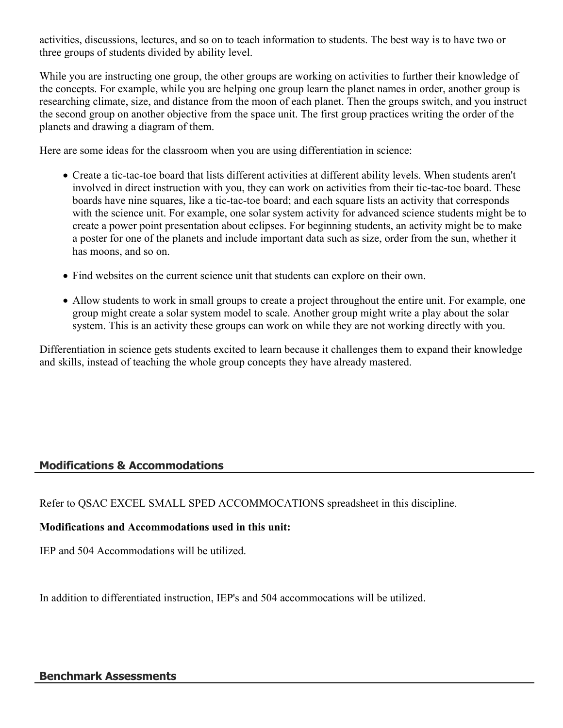activities, discussions, lectures, and so on to teach information to students. The best way is to have two or three groups of students divided by ability level.

While you are instructing one group, the other groups are working on activities to further their knowledge of the concepts. For example, while you are helping one group learn the planet names in order, another group is researching climate, size, and distance from the moon of each planet. Then the groups switch, and you instruct the second group on another objective from the space unit. The first group practices writing the order of the planets and drawing a diagram of them.

Here are some ideas for the classroom when you are using differentiation in science:

- Create a tic-tac-toe board that lists different activities at different ability levels. When students aren't involved in direct instruction with you, they can work on activities from their tic-tac-toe board. These boards have nine squares, like a tic-tac-toe board; and each square lists an activity that corresponds with the science unit. For example, one solar system activity for advanced science students might be to create a power point presentation about eclipses. For beginning students, an activity might be to make a poster for one of the planets and include important data such as size, order from the sun, whether it has moons, and so on.
- Find websites on the current science unit that students can explore on their own.
- Allow students to work in small groups to create a project throughout the entire unit. For example, one group might create a solar system model to scale. Another group might write a play about the solar system. This is an activity these groups can work on while they are not working directly with you.

Differentiation in science gets students excited to learn because it challenges them to expand their knowledge and skills, instead of teaching the whole group concepts they have already mastered.

## Modifications & Accommodations

Refer to QSAC EXCEL SMALL SPED ACCOMMOCATIONS spreadsheet in this discipline.

**Modifications and Accommodations used in this unit:**

IEP and 504 Accommodations will be utilized.

In addition to differentiated instruction, IEP's and 504 accommocations will be utilized.

## Benchmark Assessments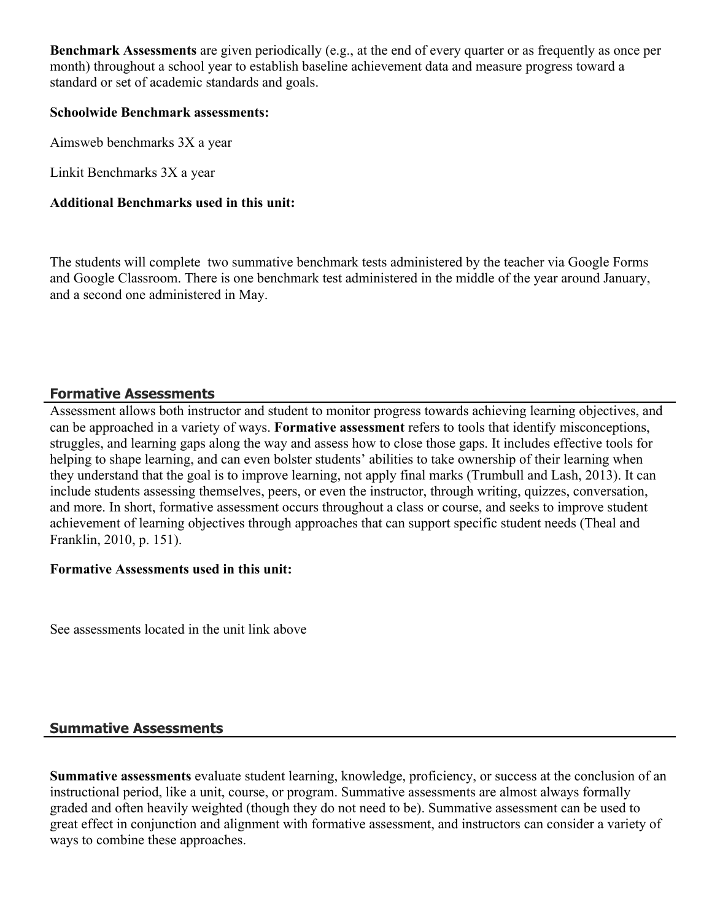**Benchmark Assessments** are given periodically (e.g., at the end of every quarter or as frequently as once per month) throughout a school year to establish baseline achievement data and measure progress toward a standard or set of academic standards and goals.

**Schoolwide Benchmark assessments:**

Aimsweb benchmarks 3X a year

Linkit Benchmarks 3X a year

**Additional Benchmarks used in this unit:**

The students will complete two summative benchmark tests administered by the teacher via Google Forms and Google Classroom. There is one benchmark test administered in the middle of the year around January, and a second one administered in May.

## Formative Assessments

Assessment allows both instructor and student to monitor progress towards achieving learning objectives, and can be approached in a variety of ways. **Formative assessment** refers to tools that identify misconceptions, struggles, and learning gaps along the way and assess how to close those gaps. It includes effective tools for helping to shape learning, and can even bolster students' abilities to take ownership of their learning when they understand that the goal is to improve learning, not apply final marks (Trumbull and Lash, 2013). It can include students assessing themselves, peers, or even the instructor, through writing, quizzes, conversation, and more. In short, formative assessment occurs throughout a class or course, and seeks to improve student achievement of learning objectives through approaches that can support specific student needs (Theal and Franklin, 2010, p. 151).

**Formative Assessments used in this unit:**

See assessments located in the unit link above

## Summative Assessments

**Summative assessments** evaluate student learning, knowledge, proficiency, or success at the conclusion of an instructional period, like a unit, course, or program. Summative assessments are almost always formally graded and often heavily weighted (though they do not need to be). Summative assessment can be used to great effect in conjunction and alignment with formative assessment, and instructors can consider a variety of ways to combine these approaches.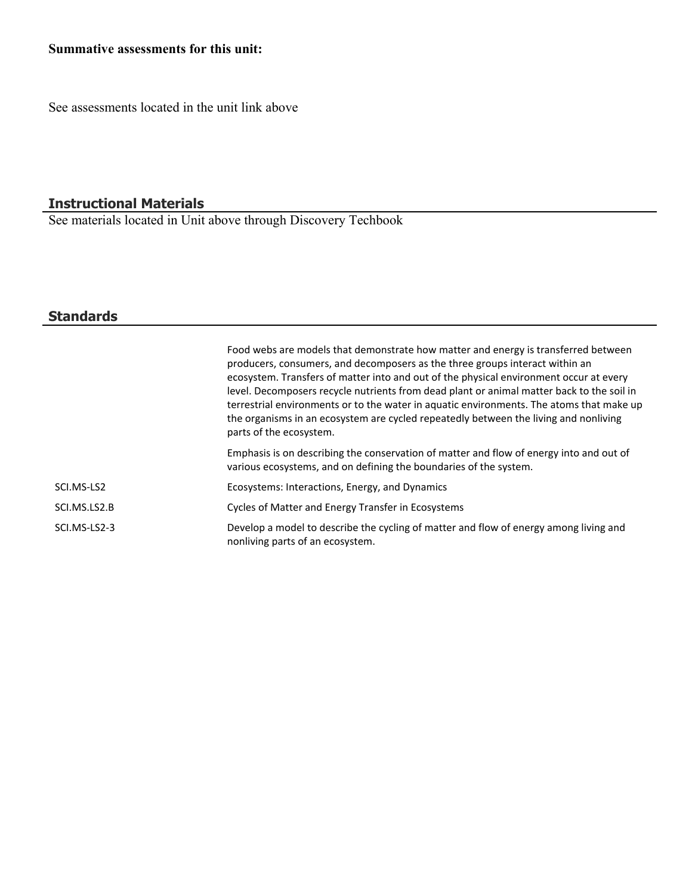**Summative assessments for this unit:**

See assessments located in the unit link above

## Instructional Materials

See materials located in Unit above through Discovery Techbook

## Standards

| | |
|---|---|
| | Food webs are models that demonstrate how matter and energy is transferred between producers, consumers, and decomposers as the three groups interact within an ecosystem. Transfers of matter into and out of the physical environment occur at every level. Decomposers recycle nutrients from dead plant or animal matter back to the soil in terrestrial environments or to the water in aquatic environments. The atoms that make up the organisms in an ecosystem are cycled repeatedly between the living and nonliving parts of the ecosystem.<br><br>Emphasis is on describing the conservation of matter and flow of energy into and out of various ecosystems, and on defining the boundaries of the system. |
| SCI.MS-LS2 | Ecosystems: Interactions, Energy, and Dynamics |
| SCI.MS.LS2.B | Cycles of Matter and Energy Transfer in Ecosystems |
| SCI.MS-LS2-3 | Develop a model to describe the cycling of matter and flow of energy among living and nonliving parts of an ecosystem. |